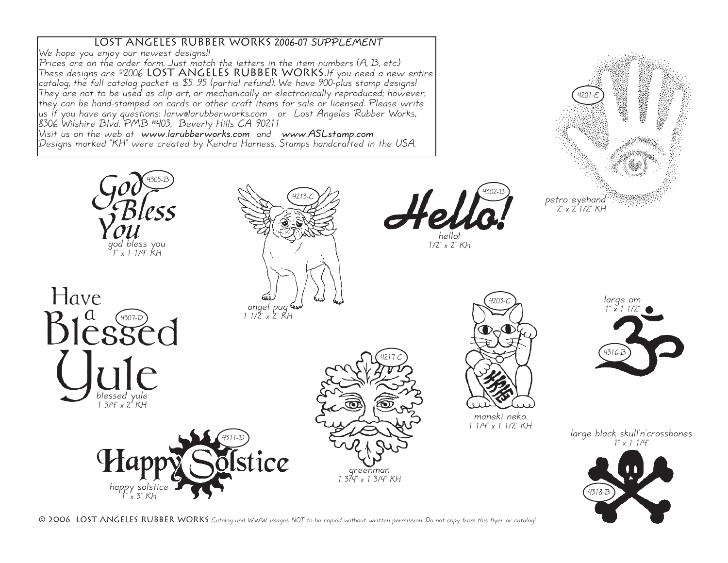# LOST ANGELES RUBBER WORKS 2006-07 *SUPPLEMENT*

*We hope you enjoy our newest designs!!*
*Prices are on the order form. Just match the letters in the item numbers (A, B, etc.)*
*These designs are ©2006* **LOST ANGELES RUBBER WORKS.** *If you need a new entire catalog, the full catalog packet is $5 .95 (partial refund). We have 900-plus stamp designs! They are not to be used as clip art, or mechanically or electronically reproduced; however, they can be hand-stamped on cards or other craft items for sale or licensed. Please write us if you have any questions: larw@larubberworks.com or Lost Angeles Rubber Works, 8306 Wilshire Blvd. PMB #403, Beverly Hills CA 90211*
*Visit us on the web at* ***www.larubberworks.com*** *and* ***www.ASLstamp.com***
*Designs marked "KH" were created by Kendra Harness. Stamps handcrafted in the USA.*

God Bless You
4305-B
*god bless you*
*1" x 1 1/4" KH*

4213-C
*angel pug*
*1 1/2" x 2" KH*

Hello!
4302-B
*hello!*
*1/2" x 2" KH*

4201-E
*petro eyehand*
*2" x 2 1/2" KH*

Have a Blessed Yule
4307-D
*blessed yule*
*1 3/4" x 2" KH*

4217-C
*greenman*
*1 3/4" x 1 3/4" KH*

4203-C
*maneki neko*
*1 1/4" x 1 1/2" KH*

*large om*
*1" x 1 1/2"*
4316-B

Happy Solstice
4311-D
*happy solstice*
*1" x 3" KH*

*large black skull'n'crossbones*
*1" x 1 1/4"*
4318-B

© 2006 LOST ANGELES RUBBER WORKS *Catalog and WWW images NOT to be copied without written permission. Do not copy from this flyer or catalog!*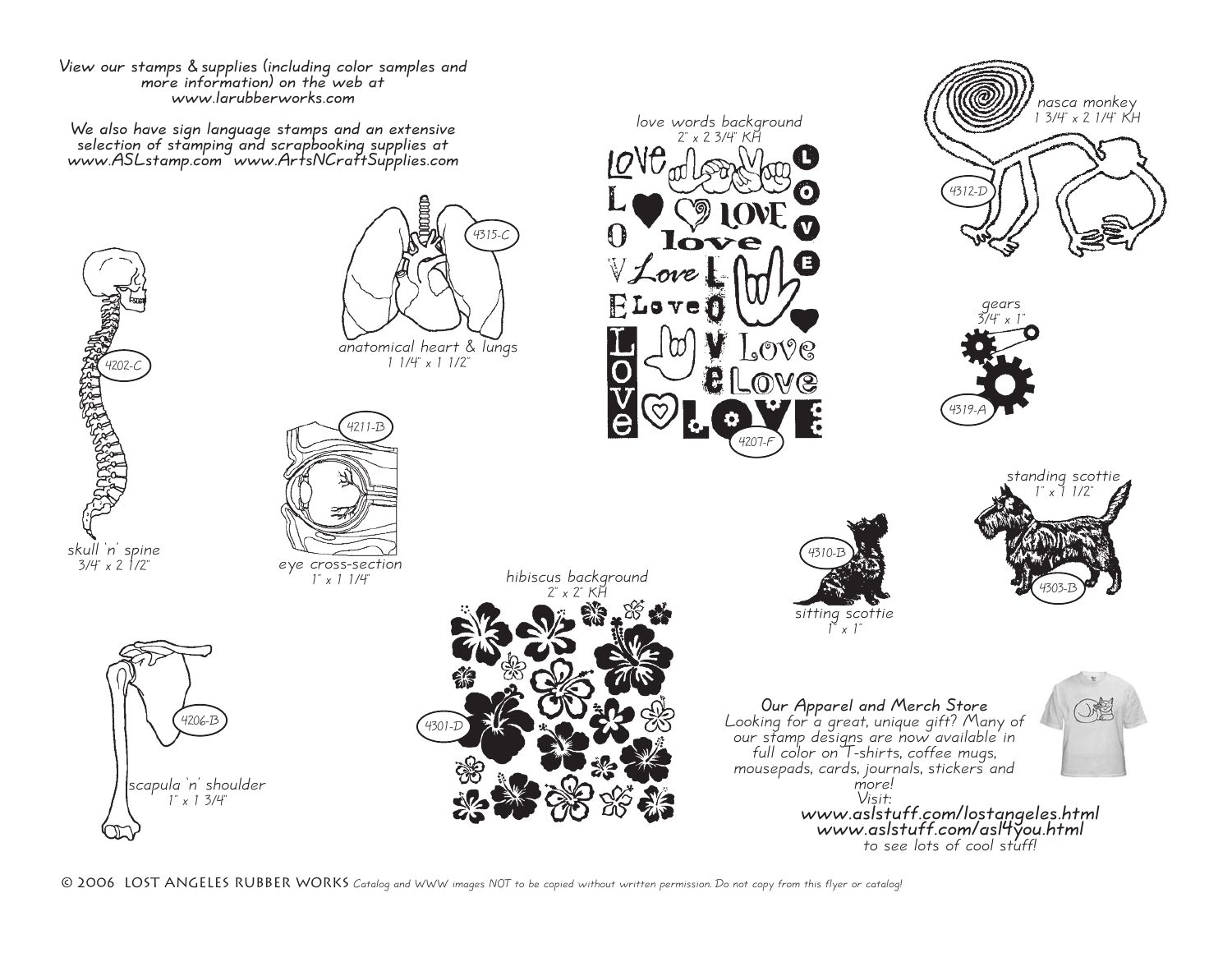View our stamps & supplies (including color samples and more information) on the web at www.larubberworks.com

We also have sign language stamps and an extensive selection of stamping and scrapbooking supplies at www.ASLstamp.com www.ArtsNCraftSupplies.com

love words background
2" x 2 3/4" KH
4207-F

nasca monkey
1 3/4" x 2 1/4" KH
4312-D

4315-C
anatomical heart & lungs
1 1/4" x 1 1/2"

4202-C
skull 'n' spine
3/4" x 2 1/2"

gears
3/4" x 1"
4319-A

4211-B
eye cross-section
1" x 1 1/4"

standing scottie
1" x 1 1/2"
4303-B

4310-B
sitting scottie
1" x 1"

hibiscus background
2" x 2" KH
4301-D

4206-B
scapula 'n' shoulder
1" x 1 3/4"

**Our Apparel and Merch Store**

Looking for a great, unique gift? Many of our stamp designs are now available in full color on T-shirts, coffee mugs, mousepads, cards, journals, stickers and more!

Visit:

**www.aslstuff.com/lostangeles.html**
**www.aslstuff.com/asl4you.html**

to see lots of cool stuff!

© 2006 LOST ANGELES RUBBER WORKS *Catalog and WWW images NOT to be copied without written permission. Do not copy from this flyer or catalog!*